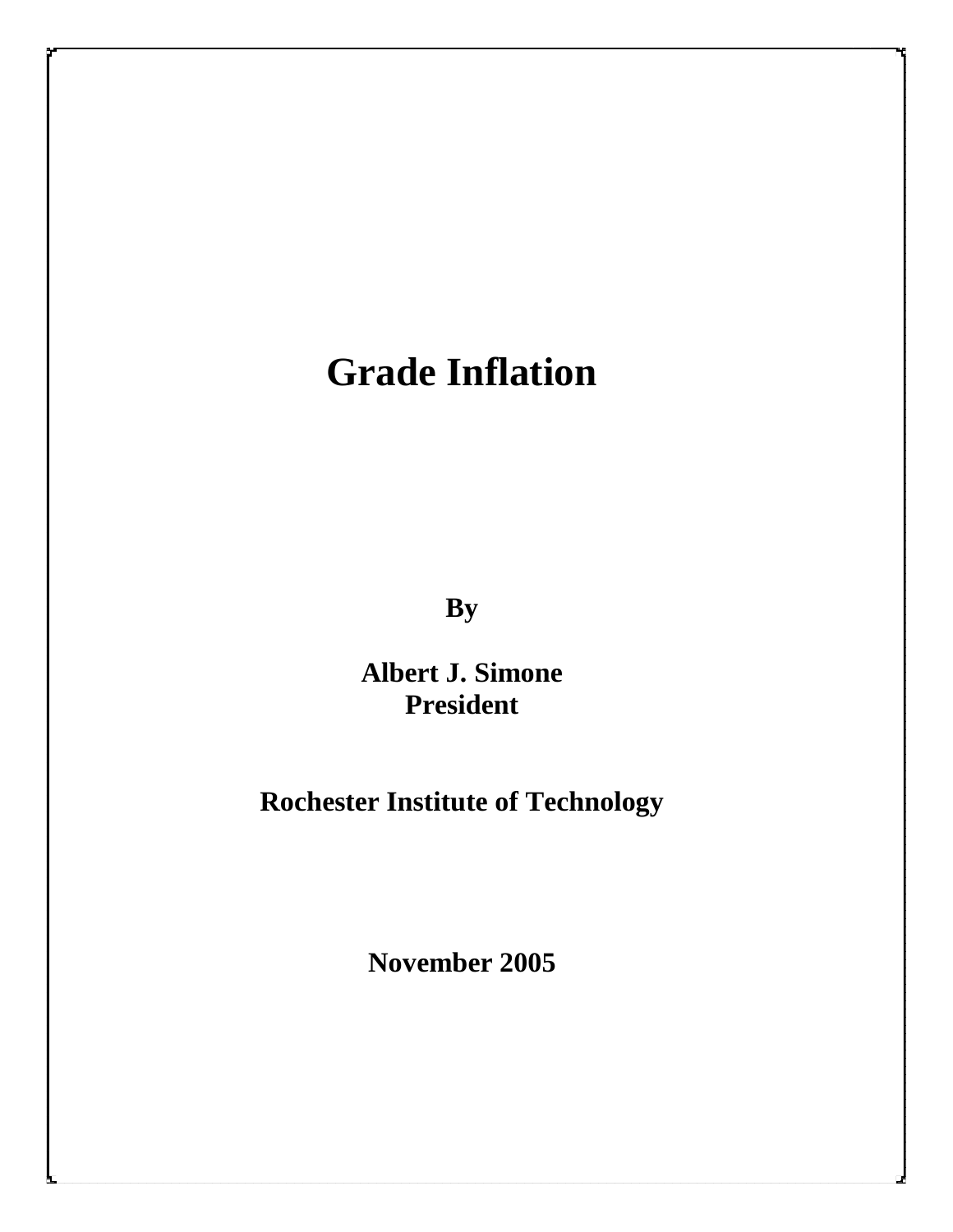# Grade Inflation

**By**

**Albert J. Simone**
**President**

**Rochester Institute of Technology**

**November 2005**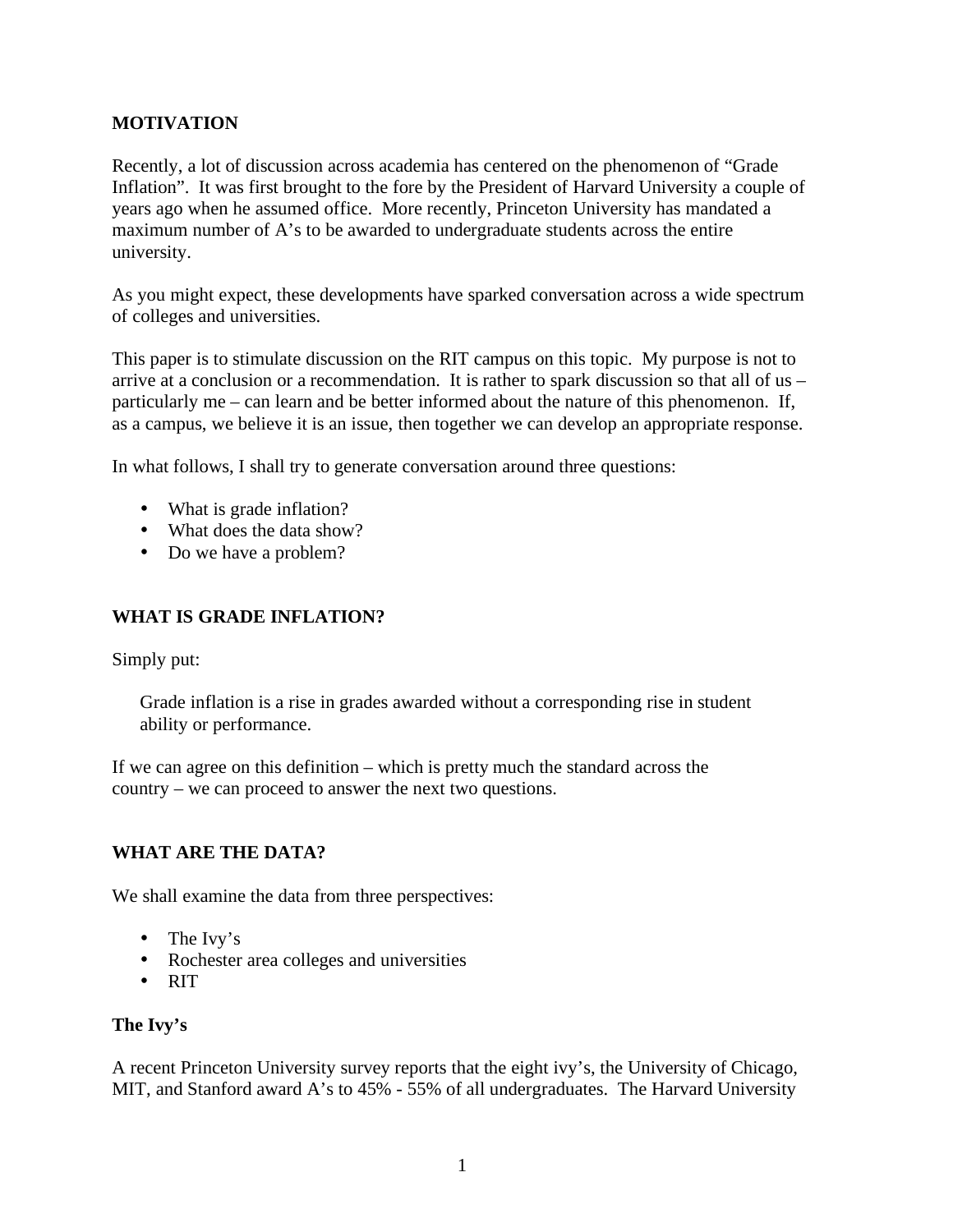## MOTIVATION

Recently, a lot of discussion across academia has centered on the phenomenon of "Grade Inflation". It was first brought to the fore by the President of Harvard University a couple of years ago when he assumed office. More recently, Princeton University has mandated a maximum number of A's to be awarded to undergraduate students across the entire university.

As you might expect, these developments have sparked conversation across a wide spectrum of colleges and universities.

This paper is to stimulate discussion on the RIT campus on this topic. My purpose is not to arrive at a conclusion or a recommendation. It is rather to spark discussion so that all of us – particularly me – can learn and be better informed about the nature of this phenomenon. If, as a campus, we believe it is an issue, then together we can develop an appropriate response.

In what follows, I shall try to generate conversation around three questions:

- What is grade inflation?
- What does the data show?
- Do we have a problem?

## WHAT IS GRADE INFLATION?

Simply put:

> Grade inflation is a rise in grades awarded without a corresponding rise in student ability or performance.

If we can agree on this definition – which is pretty much the standard across the country – we can proceed to answer the next two questions.

## WHAT ARE THE DATA?

We shall examine the data from three perspectives:

- The Ivy's
- Rochester area colleges and universities
- RIT

### The Ivy's

A recent Princeton University survey reports that the eight ivy's, the University of Chicago, MIT, and Stanford award A's to 45% - 55% of all undergraduates. The Harvard University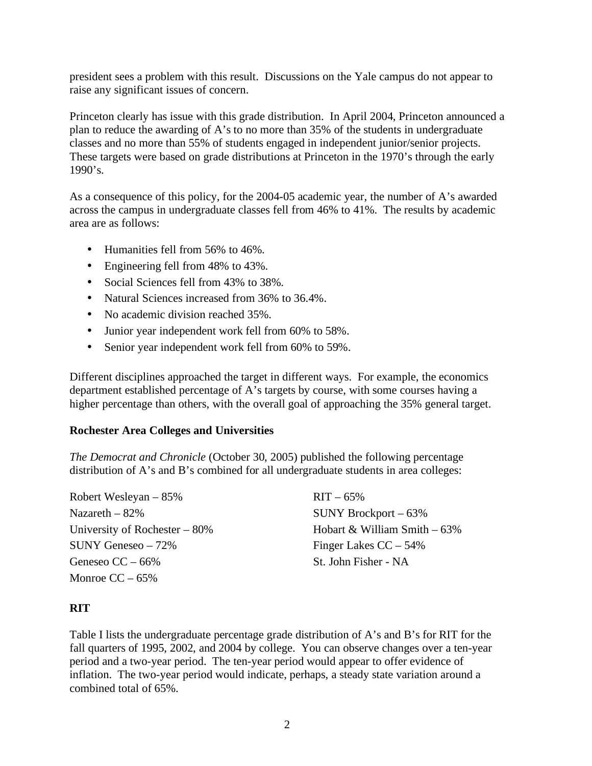president sees a problem with this result. Discussions on the Yale campus do not appear to raise any significant issues of concern.

Princeton clearly has issue with this grade distribution. In April 2004, Princeton announced a plan to reduce the awarding of A's to no more than 35% of the students in undergraduate classes and no more than 55% of students engaged in independent junior/senior projects. These targets were based on grade distributions at Princeton in the 1970's through the early 1990's.

As a consequence of this policy, for the 2004-05 academic year, the number of A's awarded across the campus in undergraduate classes fell from 46% to 41%. The results by academic area are as follows:

- Humanities fell from 56% to 46%.
- Engineering fell from 48% to 43%.
- Social Sciences fell from 43% to 38%.
- Natural Sciences increased from 36% to 36.4%.
- No academic division reached 35%.
- Junior year independent work fell from 60% to 58%.
- Senior year independent work fell from 60% to 59%.

Different disciplines approached the target in different ways. For example, the economics department established percentage of A's targets by course, with some courses having a higher percentage than others, with the overall goal of approaching the 35% general target.

**Rochester Area Colleges and Universities**

*The Democrat and Chronicle* (October 30, 2005) published the following percentage distribution of A's and B's combined for all undergraduate students in area colleges:

Robert Wesleyan – 85%
Nazareth – 82%
University of Rochester – 80%
SUNY Geneseo – 72%
Geneseo CC – 66%
Monroe CC – 65%
RIT – 65%
SUNY Brockport – 63%
Hobart & William Smith – 63%
Finger Lakes CC – 54%
St. John Fisher - NA

**RIT**

Table I lists the undergraduate percentage grade distribution of A's and B's for RIT for the fall quarters of 1995, 2002, and 2004 by college. You can observe changes over a ten-year period and a two-year period. The ten-year period would appear to offer evidence of inflation. The two-year period would indicate, perhaps, a steady state variation around a combined total of 65%.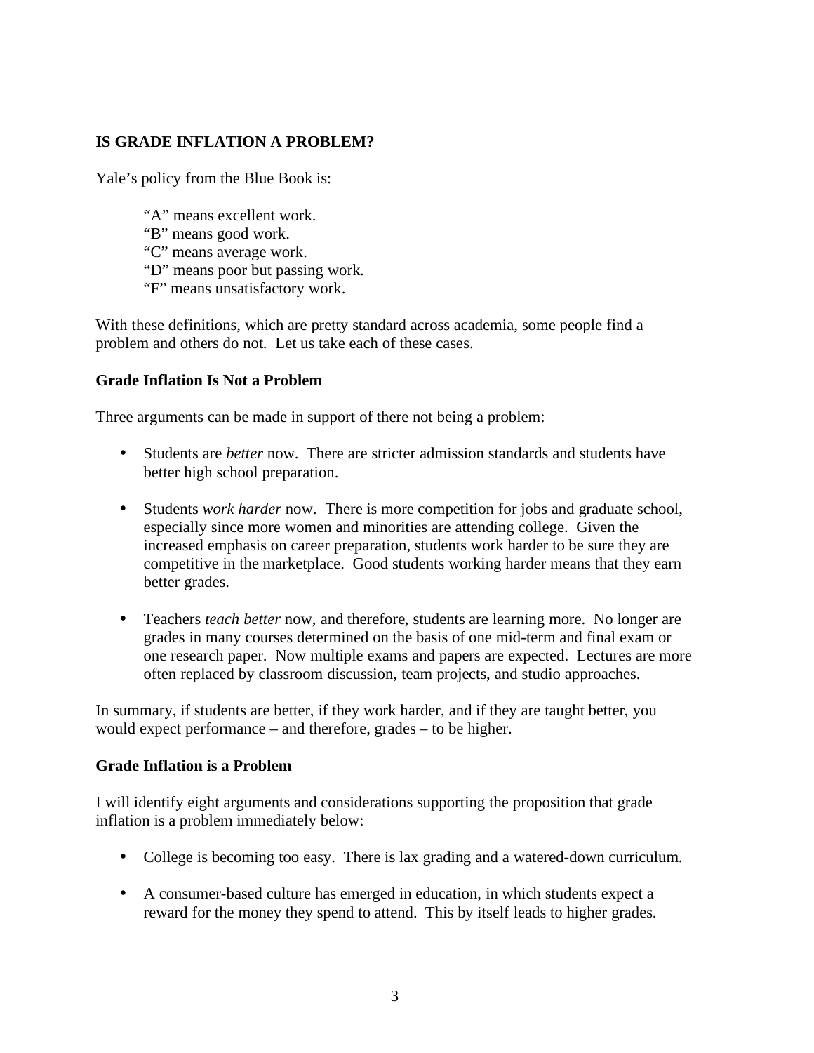**IS GRADE INFLATION A PROBLEM?**

Yale's policy from the Blue Book is:

> "A" means excellent work.
> "B" means good work.
> "C" means average work.
> "D" means poor but passing work.
> "F" means unsatisfactory work.

With these definitions, which are pretty standard across academia, some people find a problem and others do not. Let us take each of these cases.

**Grade Inflation Is Not a Problem**

Three arguments can be made in support of there not being a problem:

- Students are *better* now. There are stricter admission standards and students have better high school preparation.
- Students *work harder* now. There is more competition for jobs and graduate school, especially since more women and minorities are attending college. Given the increased emphasis on career preparation, students work harder to be sure they are competitive in the marketplace. Good students working harder means that they earn better grades.
- Teachers *teach better* now, and therefore, students are learning more. No longer are grades in many courses determined on the basis of one mid-term and final exam or one research paper. Now multiple exams and papers are expected. Lectures are more often replaced by classroom discussion, team projects, and studio approaches.

In summary, if students are better, if they work harder, and if they are taught better, you would expect performance – and therefore, grades – to be higher.

**Grade Inflation is a Problem**

I will identify eight arguments and considerations supporting the proposition that grade inflation is a problem immediately below:

- College is becoming too easy. There is lax grading and a watered-down curriculum.
- A consumer-based culture has emerged in education, in which students expect a reward for the money they spend to attend. This by itself leads to higher grades.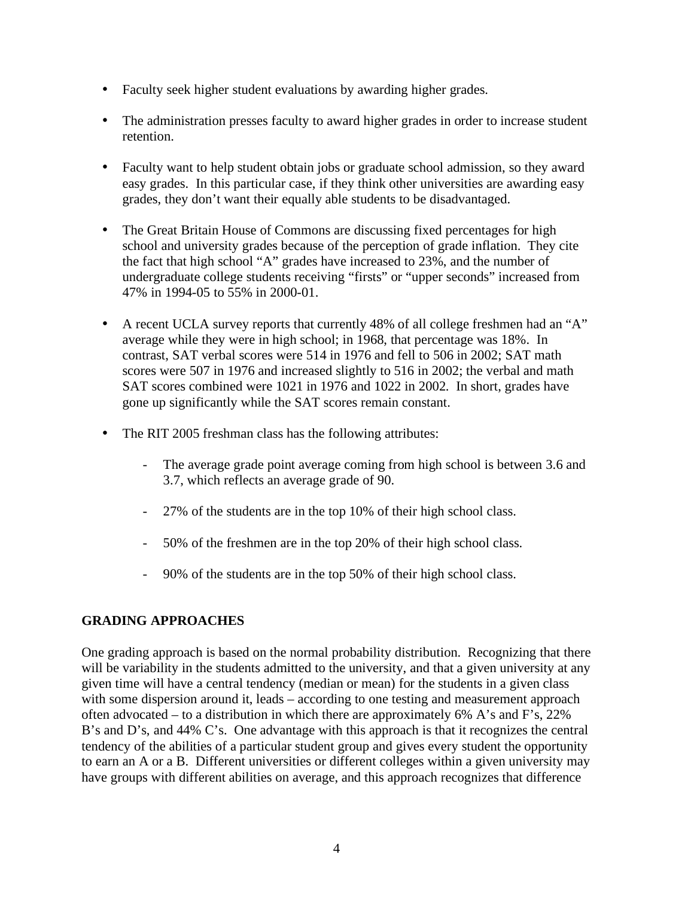- Faculty seek higher student evaluations by awarding higher grades.

- The administration presses faculty to award higher grades in order to increase student retention.

- Faculty want to help student obtain jobs or graduate school admission, so they award easy grades. In this particular case, if they think other universities are awarding easy grades, they don't want their equally able students to be disadvantaged.

- The Great Britain House of Commons are discussing fixed percentages for high school and university grades because of the perception of grade inflation. They cite the fact that high school "A" grades have increased to 23%, and the number of undergraduate college students receiving "firsts" or "upper seconds" increased from 47% in 1994-05 to 55% in 2000-01.

- A recent UCLA survey reports that currently 48% of all college freshmen had an "A" average while they were in high school; in 1968, that percentage was 18%. In contrast, SAT verbal scores were 514 in 1976 and fell to 506 in 2002; SAT math scores were 507 in 1976 and increased slightly to 516 in 2002; the verbal and math SAT scores combined were 1021 in 1976 and 1022 in 2002. In short, grades have gone up significantly while the SAT scores remain constant.

- The RIT 2005 freshman class has the following attributes:

    - The average grade point average coming from high school is between 3.6 and 3.7, which reflects an average grade of 90.

    - 27% of the students are in the top 10% of their high school class.

    - 50% of the freshmen are in the top 20% of their high school class.

    - 90% of the students are in the top 50% of their high school class.

## GRADING APPROACHES

One grading approach is based on the normal probability distribution. Recognizing that there will be variability in the students admitted to the university, and that a given university at any given time will have a central tendency (median or mean) for the students in a given class with some dispersion around it, leads – according to one testing and measurement approach often advocated – to a distribution in which there are approximately 6% A's and F's, 22% B's and D's, and 44% C's. One advantage with this approach is that it recognizes the central tendency of the abilities of a particular student group and gives every student the opportunity to earn an A or a B. Different universities or different colleges within a given university may have groups with different abilities on average, and this approach recognizes that difference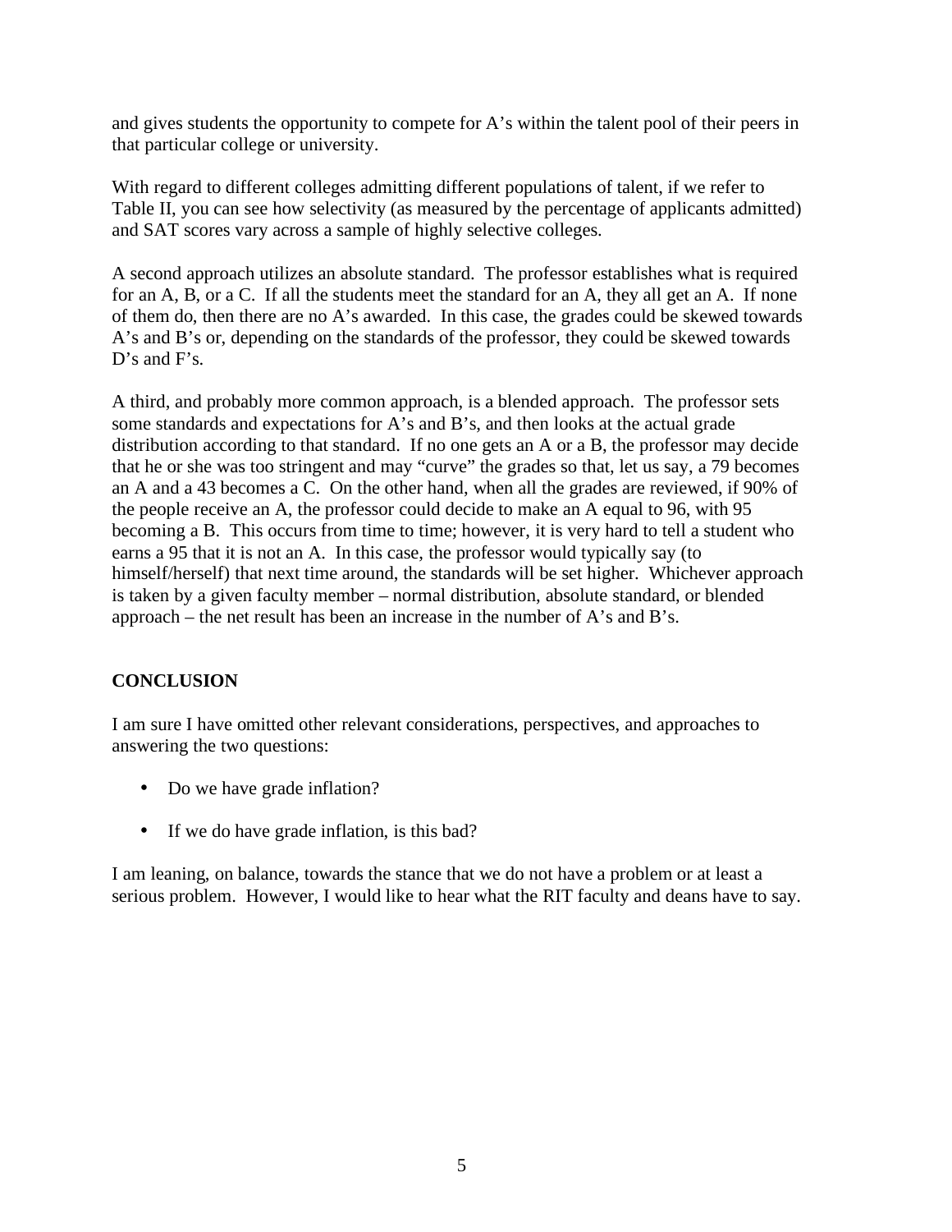and gives students the opportunity to compete for A's within the talent pool of their peers in that particular college or university.

With regard to different colleges admitting different populations of talent, if we refer to Table II, you can see how selectivity (as measured by the percentage of applicants admitted) and SAT scores vary across a sample of highly selective colleges.

A second approach utilizes an absolute standard. The professor establishes what is required for an A, B, or a C. If all the students meet the standard for an A, they all get an A. If none of them do, then there are no A's awarded. In this case, the grades could be skewed towards A's and B's or, depending on the standards of the professor, they could be skewed towards D's and F's.

A third, and probably more common approach, is a blended approach. The professor sets some standards and expectations for A's and B's, and then looks at the actual grade distribution according to that standard. If no one gets an A or a B, the professor may decide that he or she was too stringent and may "curve" the grades so that, let us say, a 79 becomes an A and a 43 becomes a C. On the other hand, when all the grades are reviewed, if 90% of the people receive an A, the professor could decide to make an A equal to 96, with 95 becoming a B. This occurs from time to time; however, it is very hard to tell a student who earns a 95 that it is not an A. In this case, the professor would typically say (to himself/herself) that next time around, the standards will be set higher. Whichever approach is taken by a given faculty member – normal distribution, absolute standard, or blended approach – the net result has been an increase in the number of A's and B's.

## CONCLUSION

I am sure I have omitted other relevant considerations, perspectives, and approaches to answering the two questions:

- Do we have grade inflation?
- If we do have grade inflation, is this bad?

I am leaning, on balance, towards the stance that we do not have a problem or at least a serious problem. However, I would like to hear what the RIT faculty and deans have to say.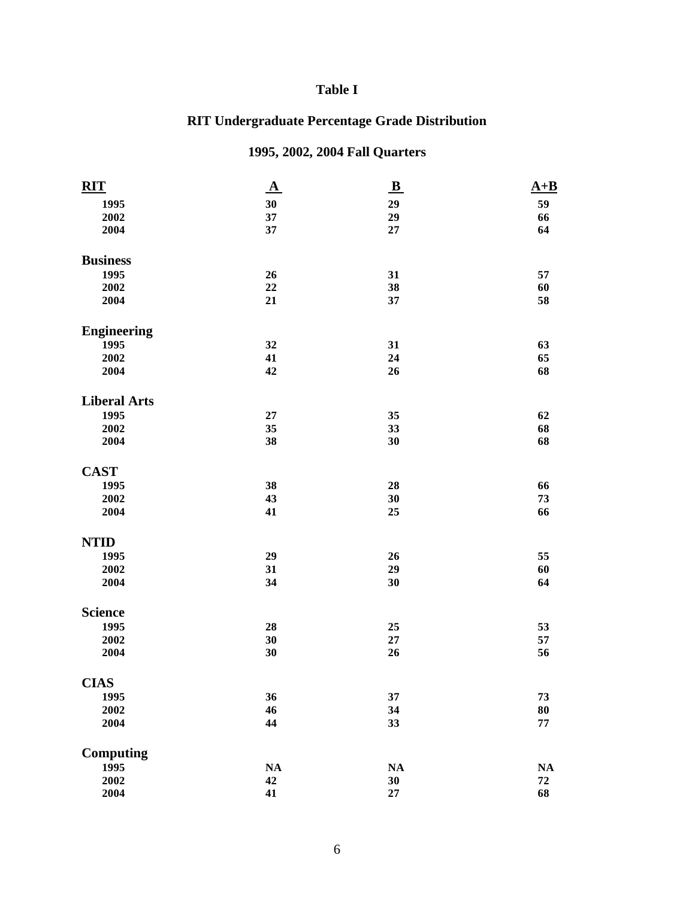# Table I

## RIT Undergraduate Percentage Grade Distribution

### 1995, 2002, 2004 Fall Quarters

| RIT | A | B | A+B |
|---|---|---|---|
| 1995 | 30 | 29 | 59 |
| 2002 | 37 | 29 | 66 |
| 2004 | 37 | 27 | 64 |
| **Business** | | | |
| 1995 | 26 | 31 | 57 |
| 2002 | 22 | 38 | 60 |
| 2004 | 21 | 37 | 58 |
| **Engineering** | | | |
| 1995 | 32 | 31 | 63 |
| 2002 | 41 | 24 | 65 |
| 2004 | 42 | 26 | 68 |
| **Liberal Arts** | | | |
| 1995 | 27 | 35 | 62 |
| 2002 | 35 | 33 | 68 |
| 2004 | 38 | 30 | 68 |
| **CAST** | | | |
| 1995 | 38 | 28 | 66 |
| 2002 | 43 | 30 | 73 |
| 2004 | 41 | 25 | 66 |
| **NTID** | | | |
| 1995 | 29 | 26 | 55 |
| 2002 | 31 | 29 | 60 |
| 2004 | 34 | 30 | 64 |
| **Science** | | | |
| 1995 | 28 | 25 | 53 |
| 2002 | 30 | 27 | 57 |
| 2004 | 30 | 26 | 56 |
| **CIAS** | | | |
| 1995 | 36 | 37 | 73 |
| 2002 | 46 | 34 | 80 |
| 2004 | 44 | 33 | 77 |
| **Computing** | | | |
| 1995 | NA | NA | NA |
| 2002 | 42 | 30 | 72 |
| 2004 | 41 | 27 | 68 |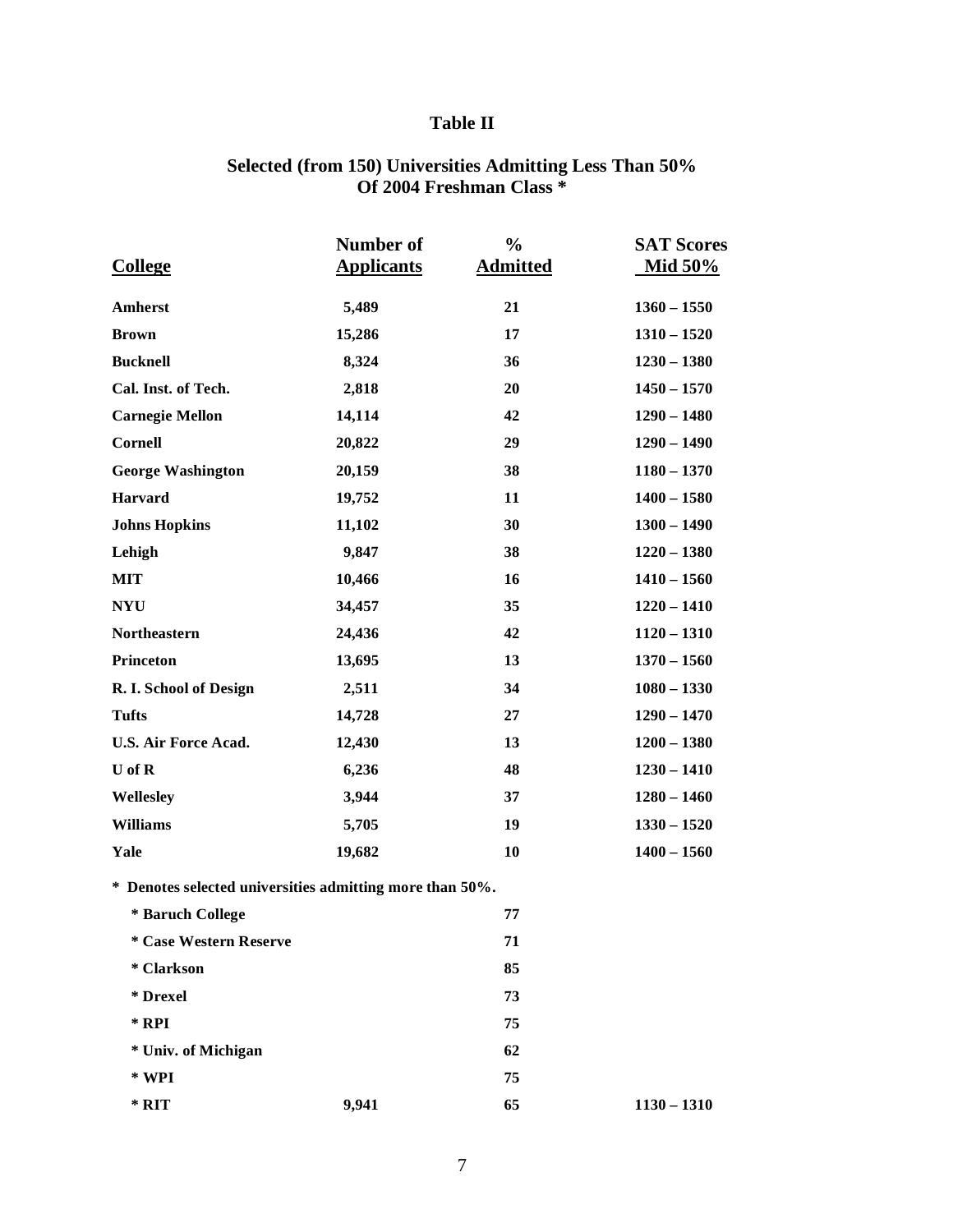# Table II

## Selected (from 150) Universities Admitting Less Than 50% Of 2004 Freshman Class *

| College | Number of Applicants | % Admitted | SAT Scores Mid 50% |
|---|---|---|---|
| Amherst | 5,489 | 21 | 1360 – 1550 |
| Brown | 15,286 | 17 | 1310 – 1520 |
| Bucknell | 8,324 | 36 | 1230 – 1380 |
| Cal. Inst. of Tech. | 2,818 | 20 | 1450 – 1570 |
| Carnegie Mellon | 14,114 | 42 | 1290 – 1480 |
| Cornell | 20,822 | 29 | 1290 – 1490 |
| George Washington | 20,159 | 38 | 1180 – 1370 |
| Harvard | 19,752 | 11 | 1400 – 1580 |
| Johns Hopkins | 11,102 | 30 | 1300 – 1490 |
| Lehigh | 9,847 | 38 | 1220 – 1380 |
| MIT | 10,466 | 16 | 1410 – 1560 |
| NYU | 34,457 | 35 | 1220 – 1410 |
| Northeastern | 24,436 | 42 | 1120 – 1310 |
| Princeton | 13,695 | 13 | 1370 – 1560 |
| R. I. School of Design | 2,511 | 34 | 1080 – 1330 |
| Tufts | 14,728 | 27 | 1290 – 1470 |
| U.S. Air Force Acad. | 12,430 | 13 | 1200 – 1380 |
| U of R | 6,236 | 48 | 1230 – 1410 |
| Wellesley | 3,944 | 37 | 1280 – 1460 |
| Williams | 5,705 | 19 | 1330 – 1520 |
| Yale | 19,682 | 10 | 1400 – 1560 |
| * Denotes selected universities admitting more than 50%. | | | |
| * Baruch College | | 77 | |
| * Case Western Reserve | | 71 | |
| * Clarkson | | 85 | |
| * Drexel | | 73 | |
| * RPI | | 75 | |
| * Univ. of Michigan | | 62 | |
| * WPI | | 75 | |
| * RIT | 9,941 | 65 | 1130 – 1310 |